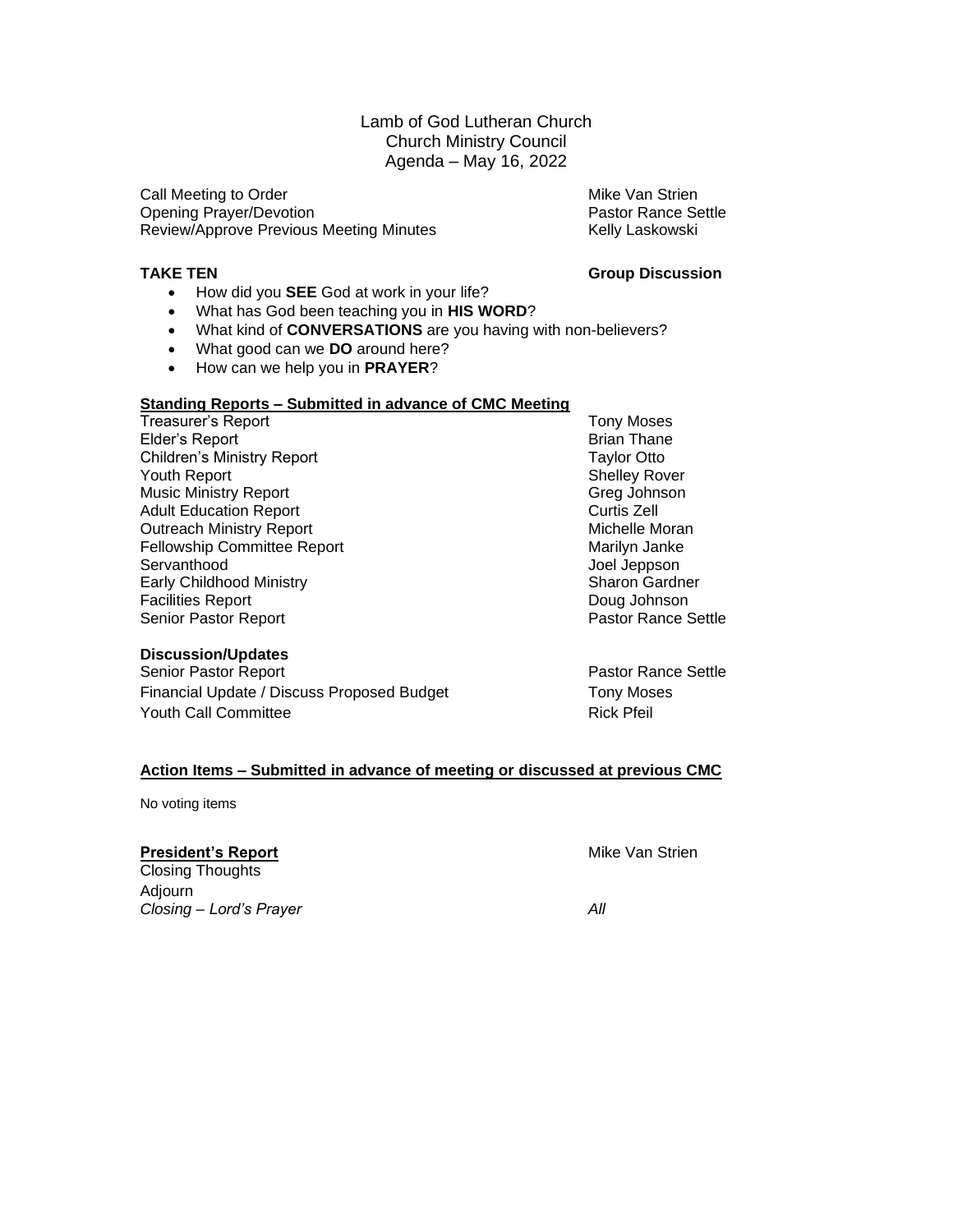# Lamb of God Lutheran Church
## Church Ministry Council
## Agenda – May 16, 2022

| | |
|---|---|
| Call Meeting to Order | Mike Van Strien |
| Opening Prayer/Devotion | Pastor Rance Settle |
| Review/Approve Previous Meeting Minutes | Kelly Laskowski |

**TAKE TEN** — **Group Discussion**

- How did you **SEE** God at work in your life?
- What has God been teaching you in **HIS WORD**?
- What kind of **CONVERSATIONS** are you having with non-believers?
- What good can we **DO** around here?
- How can we help you in **PRAYER**?

**Standing Reports – Submitted in advance of CMC Meeting**

| | |
|---|---|
| Treasurer's Report | Tony Moses |
| Elder's Report | Brian Thane |
| Children's Ministry Report | Taylor Otto |
| Youth Report | Shelley Rover |
| Music Ministry Report | Greg Johnson |
| Adult Education Report | Curtis Zell |
| Outreach Ministry Report | Michelle Moran |
| Fellowship Committee Report | Marilyn Janke |
| Servanthood | Joel Jeppson |
| Early Childhood Ministry | Sharon Gardner |
| Facilities Report | Doug Johnson |
| Senior Pastor Report | Pastor Rance Settle |

**Discussion/Updates**

| | |
|---|---|
| Senior Pastor Report | Pastor Rance Settle |
| Financial Update / Discuss Proposed Budget | Tony Moses |
| Youth Call Committee | Rick Pfeil |

**Action Items – Submitted in advance of meeting or discussed at previous CMC**

No voting items

**President's Report** — Mike Van Strien

Closing Thoughts

Adjourn

*Closing – Lord's Prayer* — *All*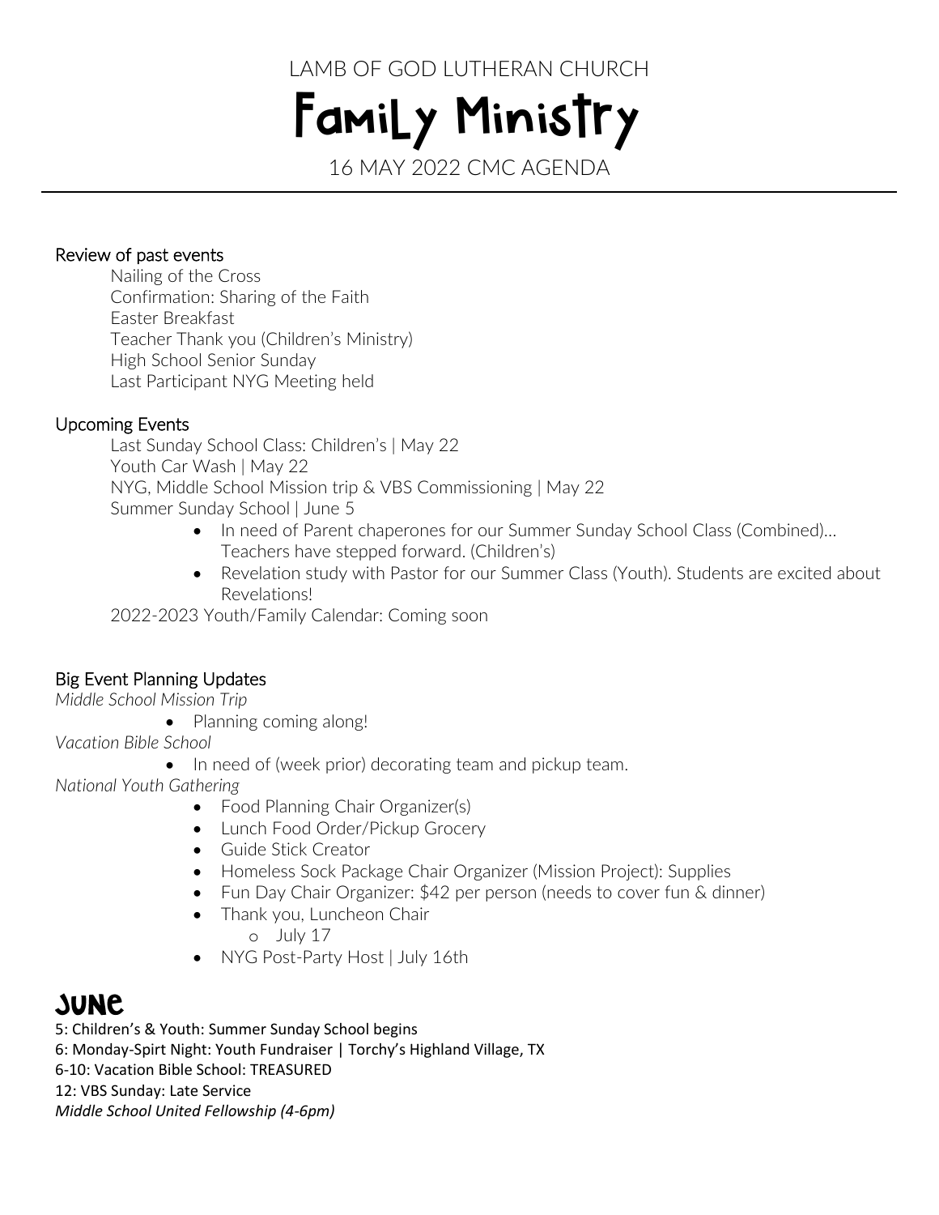LAMB OF GOD LUTHERAN CHURCH

# Family Ministry

16 MAY 2022 CMC AGENDA

---

## Review of past events

Nailing of the Cross
Confirmation: Sharing of the Faith
Easter Breakfast
Teacher Thank you (Children's Ministry)
High School Senior Sunday
Last Participant NYG Meeting held

## Upcoming Events

Last Sunday School Class: Children's | May 22
Youth Car Wash | May 22
NYG, Middle School Mission trip & VBS Commissioning | May 22
Summer Sunday School | June 5

- In need of Parent chaperones for our Summer Sunday School Class (Combined)… Teachers have stepped forward. (Children's)
- Revelation study with Pastor for our Summer Class (Youth). Students are excited about Revelations!

2022-2023 Youth/Family Calendar: Coming soon

## Big Event Planning Updates

*Middle School Mission Trip*

- Planning coming along!

*Vacation Bible School*

- In need of (week prior) decorating team and pickup team.

*National Youth Gathering*

- Food Planning Chair Organizer(s)
- Lunch Food Order/Pickup Grocery
- Guide Stick Creator
- Homeless Sock Package Chair Organizer (Mission Project): Supplies
- Fun Day Chair Organizer: $42 per person (needs to cover fun & dinner)
- Thank you, Luncheon Chair
  - July 17
- NYG Post-Party Host | July 16th

# June

5: Children's & Youth: Summer Sunday School begins
6: Monday-Spirt Night: Youth Fundraiser | Torchy's Highland Village, TX
6-10: Vacation Bible School: TREASURED
12: VBS Sunday: Late Service
*Middle School United Fellowship (4-6pm)*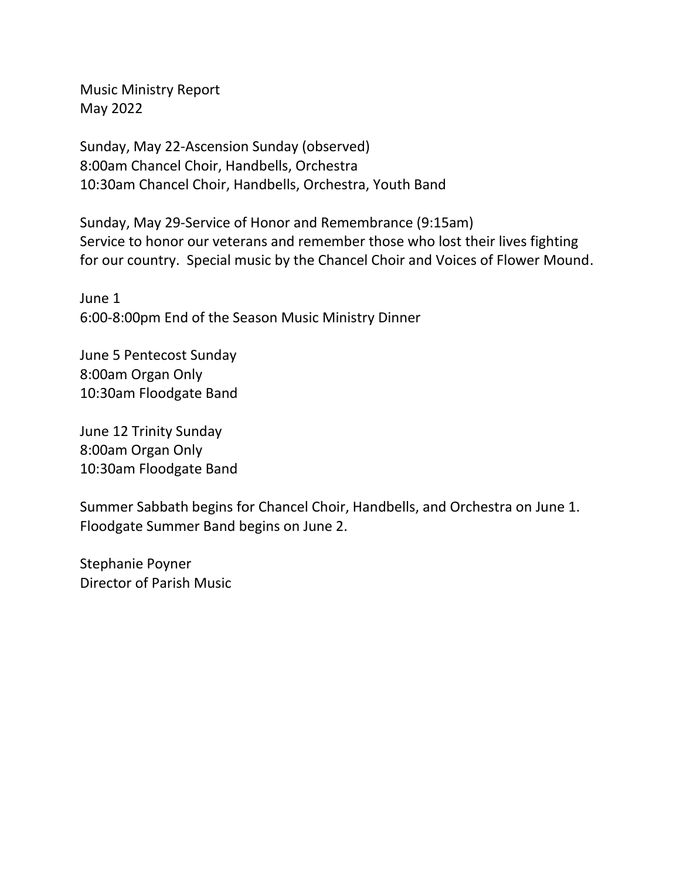Music Ministry Report
May 2022

Sunday, May 22-Ascension Sunday (observed)
8:00am Chancel Choir, Handbells, Orchestra
10:30am Chancel Choir, Handbells, Orchestra, Youth Band

Sunday, May 29-Service of Honor and Remembrance (9:15am)
Service to honor our veterans and remember those who lost their lives fighting for our country. Special music by the Chancel Choir and Voices of Flower Mound.

June 1
6:00-8:00pm End of the Season Music Ministry Dinner

June 5 Pentecost Sunday
8:00am Organ Only
10:30am Floodgate Band

June 12 Trinity Sunday
8:00am Organ Only
10:30am Floodgate Band

Summer Sabbath begins for Chancel Choir, Handbells, and Orchestra on June 1.
Floodgate Summer Band begins on June 2.

Stephanie Poyner
Director of Parish Music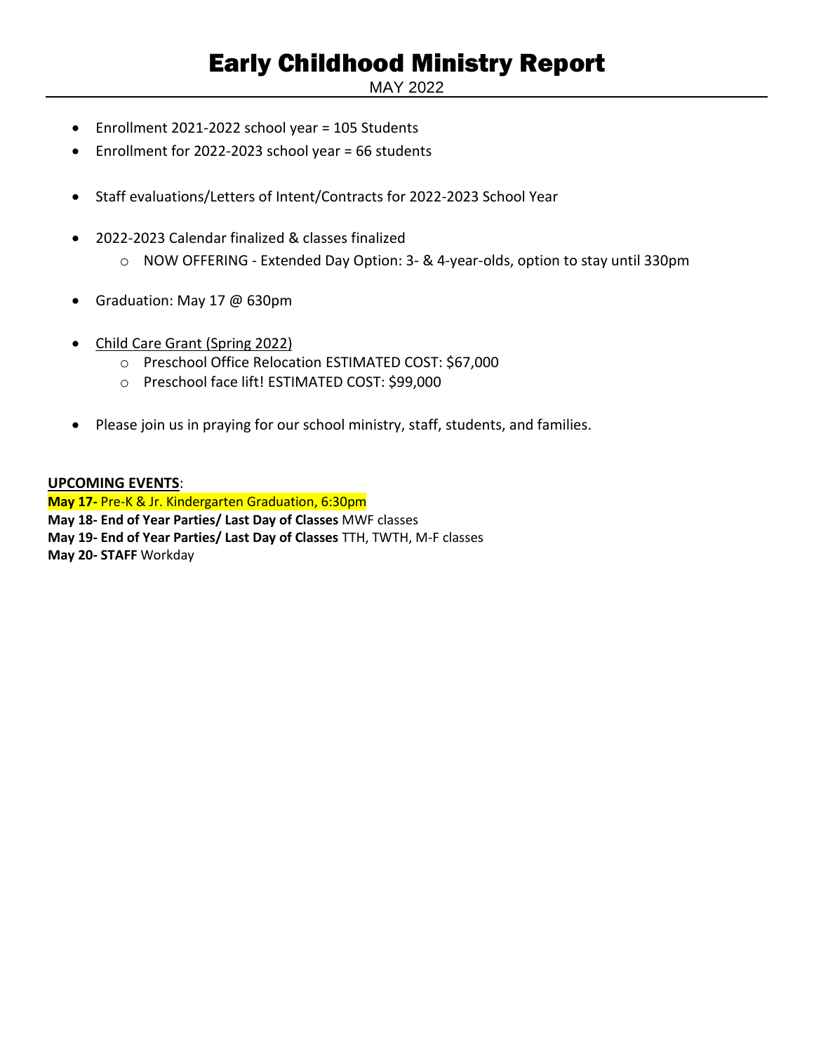# Early Childhood Ministry Report

MAY 2022

- Enrollment 2021-2022 school year = 105 Students
- Enrollment for 2022-2023 school year = 66 students

- Staff evaluations/Letters of Intent/Contracts for 2022-2023 School Year

- 2022-2023 Calendar finalized & classes finalized
  - NOW OFFERING - Extended Day Option: 3- & 4-year-olds, option to stay until 330pm

- Graduation: May 17 @ 630pm

- Child Care Grant (Spring 2022)
  - Preschool Office Relocation ESTIMATED COST: $67,000
  - Preschool face lift! ESTIMATED COST: $99,000

- Please join us in praying for our school ministry, staff, students, and families.

**UPCOMING EVENTS**:

**May 17-** Pre-K & Jr. Kindergarten Graduation, 6:30pm

**May 18- End of Year Parties/ Last Day of Classes** MWF classes

**May 19- End of Year Parties/ Last Day of Classes** TTH, TWTH, M-F classes

**May 20- STAFF** Workday